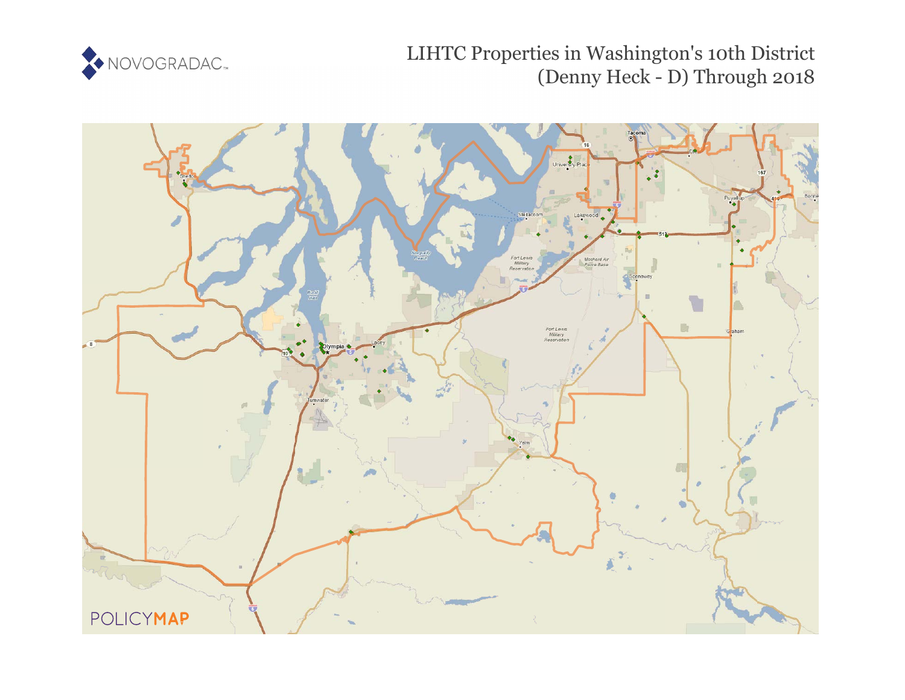# LIHTC Properties in Washington's 10th District (Denny Heck - D) Through 2018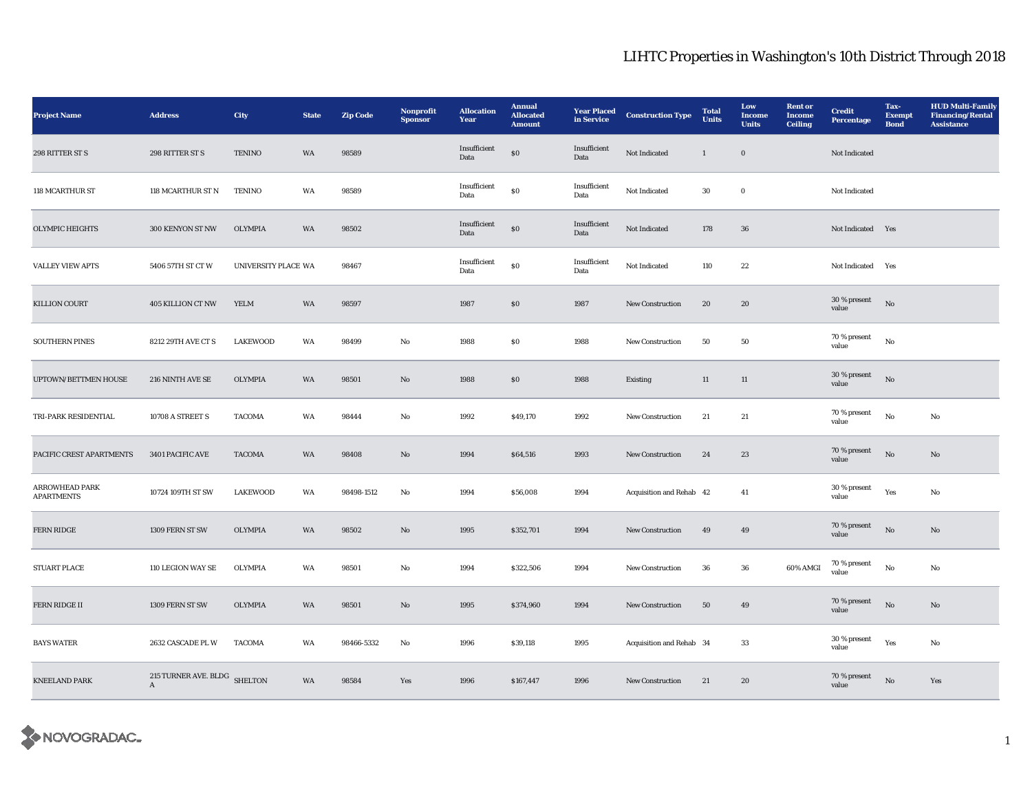# LIHTC Properties in Washington's 10th District Through 2018

| Project Name | Address | City | State | Zip Code | Nonprofit Sponsor | Allocation Year | Annual Allocated Amount | Year Placed in Service | Construction Type | Total Units | Low Income Units | Rent or Income Ceiling | Credit Percentage | Tax-Exempt Bond | HUD Multi-Family Financing/Rental Assistance |
|---|---|---|---|---|---|---|---|---|---|---|---|---|---|---|---|
| 298 RITTER ST S | 298 RITTER ST S | TENINO | WA | 98589 | | Insufficient Data | $0 | Insufficient Data | Not Indicated | 1 | 0 | | Not Indicated | | |
| 118 MCARTHUR ST | 118 MCARTHUR ST N | TENINO | WA | 98589 | | Insufficient Data | $0 | Insufficient Data | Not Indicated | 30 | 0 | | Not Indicated | | |
| OLYMPIC HEIGHTS | 300 KENYON ST NW | OLYMPIA | WA | 98502 | | Insufficient Data | $0 | Insufficient Data | Not Indicated | 178 | 36 | | Not Indicated | Yes | |
| VALLEY VIEW APTS | 5406 57TH ST CT W | UNIVERSITY PLACE | WA | 98467 | | Insufficient Data | $0 | Insufficient Data | Not Indicated | 110 | 22 | | Not Indicated | Yes | |
| KILLION COURT | 405 KILLION CT NW | YELM | WA | 98597 | | 1987 | $0 | 1987 | New Construction | 20 | 20 | | 30 % present value | No | |
| SOUTHERN PINES | 8212 29TH AVE CT S | LAKEWOOD | WA | 98499 | No | 1988 | $0 | 1988 | New Construction | 50 | 50 | | 70 % present value | No | |
| UPTOWN/BETTMEN HOUSE | 216 NINTH AVE SE | OLYMPIA | WA | 98501 | No | 1988 | $0 | 1988 | Existing | 11 | 11 | | 30 % present value | No | |
| TRI-PARK RESIDENTIAL | 10708 A STREET S | TACOMA | WA | 98444 | No | 1992 | $49,170 | 1992 | New Construction | 21 | 21 | | 70 % present value | No | No |
| PACIFIC CREST APARTMENTS | 3401 PACIFIC AVE | TACOMA | WA | 98408 | No | 1994 | $64,516 | 1993 | New Construction | 24 | 23 | | 70 % present value | No | No |
| ARROWHEAD PARK APARTMENTS | 10724 109TH ST SW | LAKEWOOD | WA | 98498-1512 | No | 1994 | $56,008 | 1994 | Acquisition and Rehab | 42 | 41 | | 30 % present value | Yes | No |
| FERN RIDGE | 1309 FERN ST SW | OLYMPIA | WA | 98502 | No | 1995 | $352,701 | 1994 | New Construction | 49 | 49 | | 70 % present value | No | No |
| STUART PLACE | 110 LEGION WAY SE | OLYMPIA | WA | 98501 | No | 1994 | $322,506 | 1994 | New Construction | 36 | 36 | 60% AMGI | 70 % present value | No | No |
| FERN RIDGE II | 1309 FERN ST SW | OLYMPIA | WA | 98501 | No | 1995 | $374,960 | 1994 | New Construction | 50 | 49 | | 70 % present value | No | No |
| BAYS WATER | 2632 CASCADE PL W | TACOMA | WA | 98466-5332 | No | 1996 | $39,118 | 1995 | Acquisition and Rehab | 34 | 33 | | 30 % present value | Yes | No |
| KNEELAND PARK | 215 TURNER AVE. BLDG A | SHELTON | WA | 98584 | Yes | 1996 | $167,447 | 1996 | New Construction | 21 | 20 | | 70 % present value | No | Yes |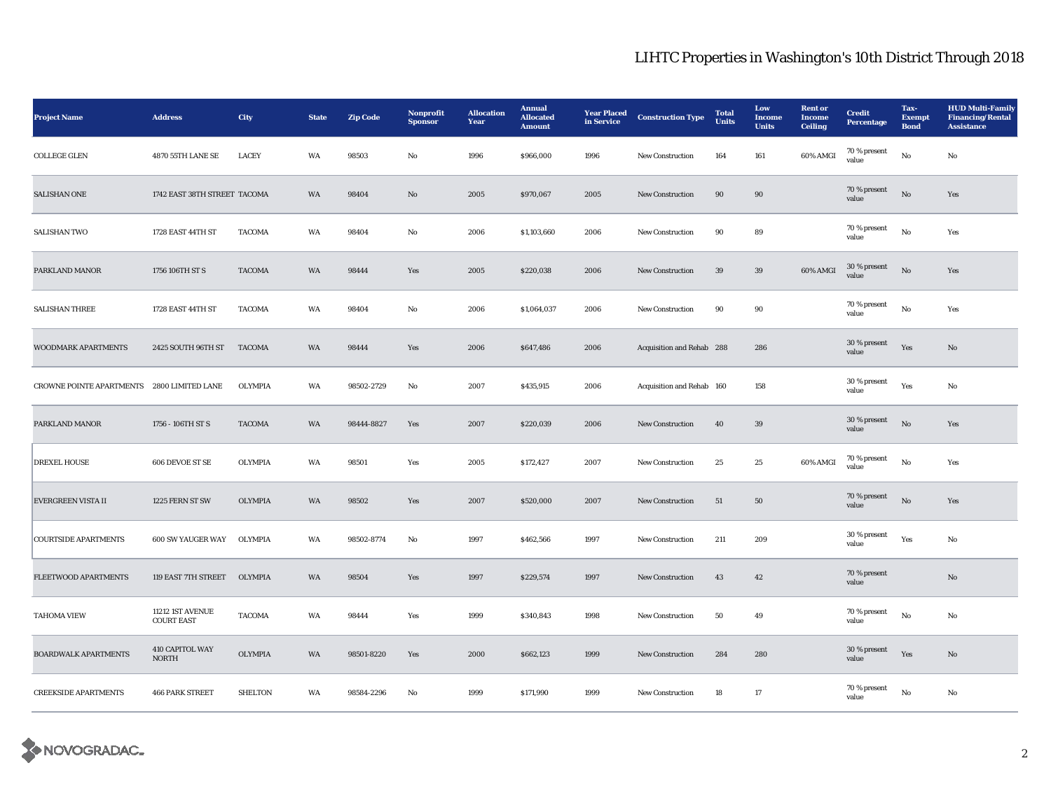# LIHTC Properties in Washington's 10th District Through 2018

| Project Name | Address | City | State | Zip Code | Nonprofit Sponsor | Allocation Year | Annual Allocated Amount | Year Placed in Service | Construction Type | Total Units | Low Income Units | Rent or Income Ceiling | Credit Percentage | Tax-Exempt Bond | HUD Multi-Family Financing/Rental Assistance |
|---|---|---|---|---|---|---|---|---|---|---|---|---|---|---|---|
| COLLEGE GLEN | 4870 55TH LANE SE | LACEY | WA | 98503 | No | 1996 | $966,000 | 1996 | New Construction | 164 | 161 | 60% AMGI | 70 % present value | No | No |
| SALISHAN ONE | 1742 EAST 38TH STREET | TACOMA | WA | 98404 | No | 2005 | $970,067 | 2005 | New Construction | 90 | 90 | | 70 % present value | No | Yes |
| SALISHAN TWO | 1728 EAST 44TH ST | TACOMA | WA | 98404 | No | 2006 | $1,103,660 | 2006 | New Construction | 90 | 89 | | 70 % present value | No | Yes |
| PARKLAND MANOR | 1756 106TH ST S | TACOMA | WA | 98444 | Yes | 2005 | $220,038 | 2006 | New Construction | 39 | 39 | 60% AMGI | 30 % present value | No | Yes |
| SALISHAN THREE | 1728 EAST 44TH ST | TACOMA | WA | 98404 | No | 2006 | $1,064,037 | 2006 | New Construction | 90 | 90 | | 70 % present value | No | Yes |
| WOODMARK APARTMENTS | 2425 SOUTH 96TH ST | TACOMA | WA | 98444 | Yes | 2006 | $647,486 | 2006 | Acquisition and Rehab | 288 | 286 | | 30 % present value | Yes | No |
| CROWNE POINTE APARTMENTS | 2800 LIMITED LANE | OLYMPIA | WA | 98502-2729 | No | 2007 | $435,915 | 2006 | Acquisition and Rehab | 160 | 158 | | 30 % present value | Yes | No |
| PARKLAND MANOR | 1756 - 106TH ST S | TACOMA | WA | 98444-8827 | Yes | 2007 | $220,039 | 2006 | New Construction | 40 | 39 | | 30 % present value | No | Yes |
| DREXEL HOUSE | 606 DEVOE ST SE | OLYMPIA | WA | 98501 | Yes | 2005 | $172,427 | 2007 | New Construction | 25 | 25 | 60% AMGI | 70 % present value | No | Yes |
| EVERGREEN VISTA II | 1225 FERN ST SW | OLYMPIA | WA | 98502 | Yes | 2007 | $520,000 | 2007 | New Construction | 51 | 50 | | 70 % present value | No | Yes |
| COURTSIDE APARTMENTS | 600 SW YAUGER WAY | OLYMPIA | WA | 98502-8774 | No | 1997 | $462,566 | 1997 | New Construction | 211 | 209 | | 30 % present value | Yes | No |
| FLEETWOOD APARTMENTS | 119 EAST 7TH STREET | OLYMPIA | WA | 98504 | Yes | 1997 | $229,574 | 1997 | New Construction | 43 | 42 | | 70 % present value | | No |
| TAHOMA VIEW | 11212 1ST AVENUE COURT EAST | TACOMA | WA | 98444 | Yes | 1999 | $340,843 | 1998 | New Construction | 50 | 49 | | 70 % present value | No | No |
| BOARDWALK APARTMENTS | 410 CAPITOL WAY NORTH | OLYMPIA | WA | 98501-8220 | Yes | 2000 | $662,123 | 1999 | New Construction | 284 | 280 | | 30 % present value | Yes | No |
| CREEKSIDE APARTMENTS | 466 PARK STREET | SHELTON | WA | 98584-2296 | No | 1999 | $171,990 | 1999 | New Construction | 18 | 17 | | 70 % present value | No | No |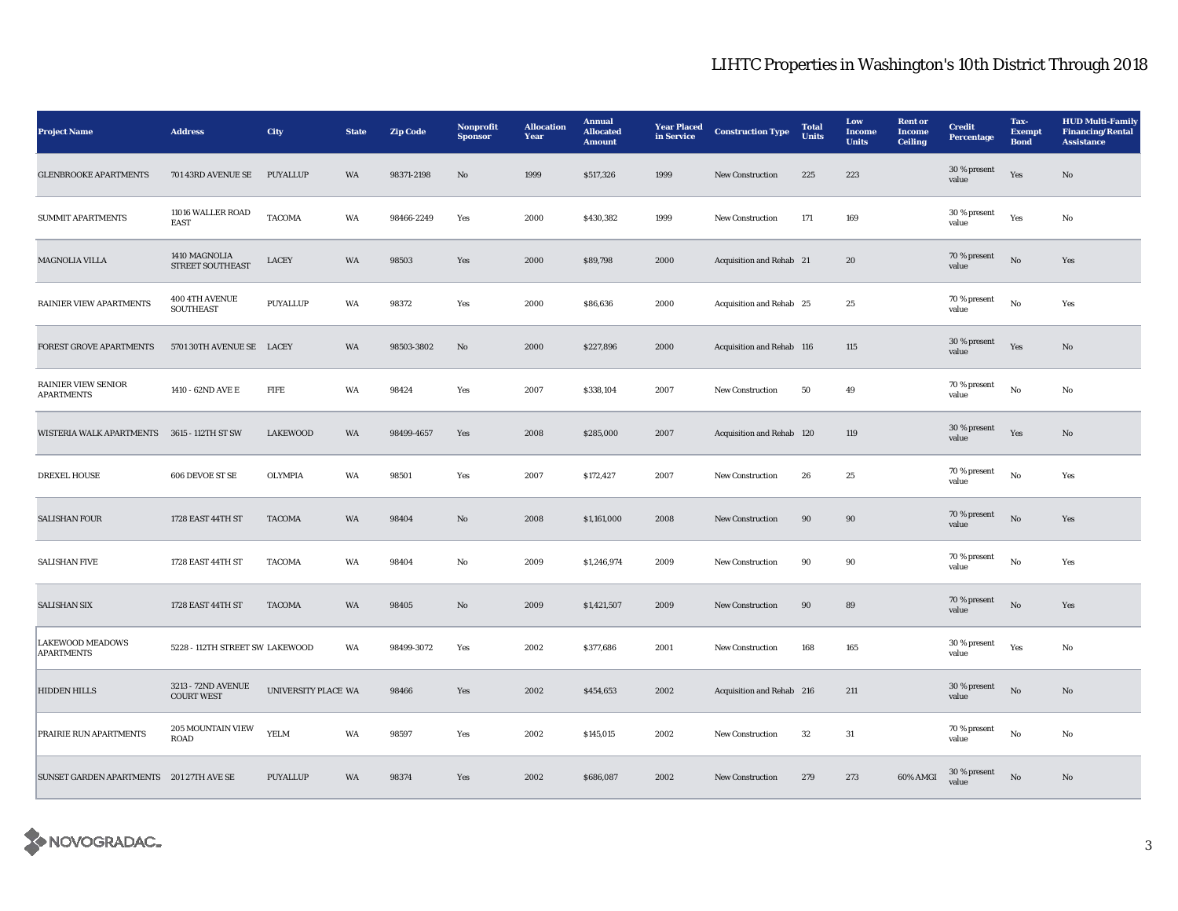# LIHTC Properties in Washington's 10th District Through 2018

| Project Name | Address | City | State | Zip Code | Nonprofit Sponsor | Allocation Year | Annual Allocated Amount | Year Placed in Service | Construction Type | Total Units | Low Income Units | Rent or Income Ceiling | Credit Percentage | Tax-Exempt Bond | HUD Multi-Family Financing/Rental Assistance |
|---|---|---|---|---|---|---|---|---|---|---|---|---|---|---|---|
| GLENBROOKE APARTMENTS | 701 43RD AVENUE SE | PUYALLUP | WA | 98371-2198 | No | 1999 | $517,326 | 1999 | New Construction | 225 | 223 | | 30 % present value | Yes | No |
| SUMMIT APARTMENTS | 11016 WALLER ROAD EAST | TACOMA | WA | 98466-2249 | Yes | 2000 | $430,382 | 1999 | New Construction | 171 | 169 | | 30 % present value | Yes | No |
| MAGNOLIA VILLA | 1410 MAGNOLIA STREET SOUTHEAST | LACEY | WA | 98503 | Yes | 2000 | $89,798 | 2000 | Acquisition and Rehab | 21 | 20 | | 70 % present value | No | Yes |
| RAINIER VIEW APARTMENTS | 400 4TH AVENUE SOUTHEAST | PUYALLUP | WA | 98372 | Yes | 2000 | $86,636 | 2000 | Acquisition and Rehab | 25 | 25 | | 70 % present value | No | Yes |
| FOREST GROVE APARTMENTS | 5701 30TH AVENUE SE | LACEY | WA | 98503-3802 | No | 2000 | $227,896 | 2000 | Acquisition and Rehab | 116 | 115 | | 30 % present value | Yes | No |
| RAINIER VIEW SENIOR APARTMENTS | 1410 - 62ND AVE E | FIFE | WA | 98424 | Yes | 2007 | $338,104 | 2007 | New Construction | 50 | 49 | | 70 % present value | No | No |
| WISTERIA WALK APARTMENTS | 3615 - 112TH ST SW | LAKEWOOD | WA | 98499-4657 | Yes | 2008 | $285,000 | 2007 | Acquisition and Rehab | 120 | 119 | | 30 % present value | Yes | No |
| DREXEL HOUSE | 606 DEVOE ST SE | OLYMPIA | WA | 98501 | Yes | 2007 | $172,427 | 2007 | New Construction | 26 | 25 | | 70 % present value | No | Yes |
| SALISHAN FOUR | 1728 EAST 44TH ST | TACOMA | WA | 98404 | No | 2008 | $1,161,000 | 2008 | New Construction | 90 | 90 | | 70 % present value | No | Yes |
| SALISHAN FIVE | 1728 EAST 44TH ST | TACOMA | WA | 98404 | No | 2009 | $1,246,974 | 2009 | New Construction | 90 | 90 | | 70 % present value | No | Yes |
| SALISHAN SIX | 1728 EAST 44TH ST | TACOMA | WA | 98405 | No | 2009 | $1,421,507 | 2009 | New Construction | 90 | 89 | | 70 % present value | No | Yes |
| LAKEWOOD MEADOWS APARTMENTS | 5228 - 112TH STREET SW | LAKEWOOD | WA | 98499-3072 | Yes | 2002 | $377,686 | 2001 | New Construction | 168 | 165 | | 30 % present value | Yes | No |
| HIDDEN HILLS | 3213 - 72ND AVENUE COURT WEST | UNIVERSITY PLACE | WA | 98466 | Yes | 2002 | $454,653 | 2002 | Acquisition and Rehab | 216 | 211 | | 30 % present value | No | No |
| PRAIRIE RUN APARTMENTS | 205 MOUNTAIN VIEW ROAD | YELM | WA | 98597 | Yes | 2002 | $145,015 | 2002 | New Construction | 32 | 31 | | 70 % present value | No | No |
| SUNSET GARDEN APARTMENTS | 201 27TH AVE SE | PUYALLUP | WA | 98374 | Yes | 2002 | $686,087 | 2002 | New Construction | 279 | 273 | 60% AMGI | 30 % present value | No | No |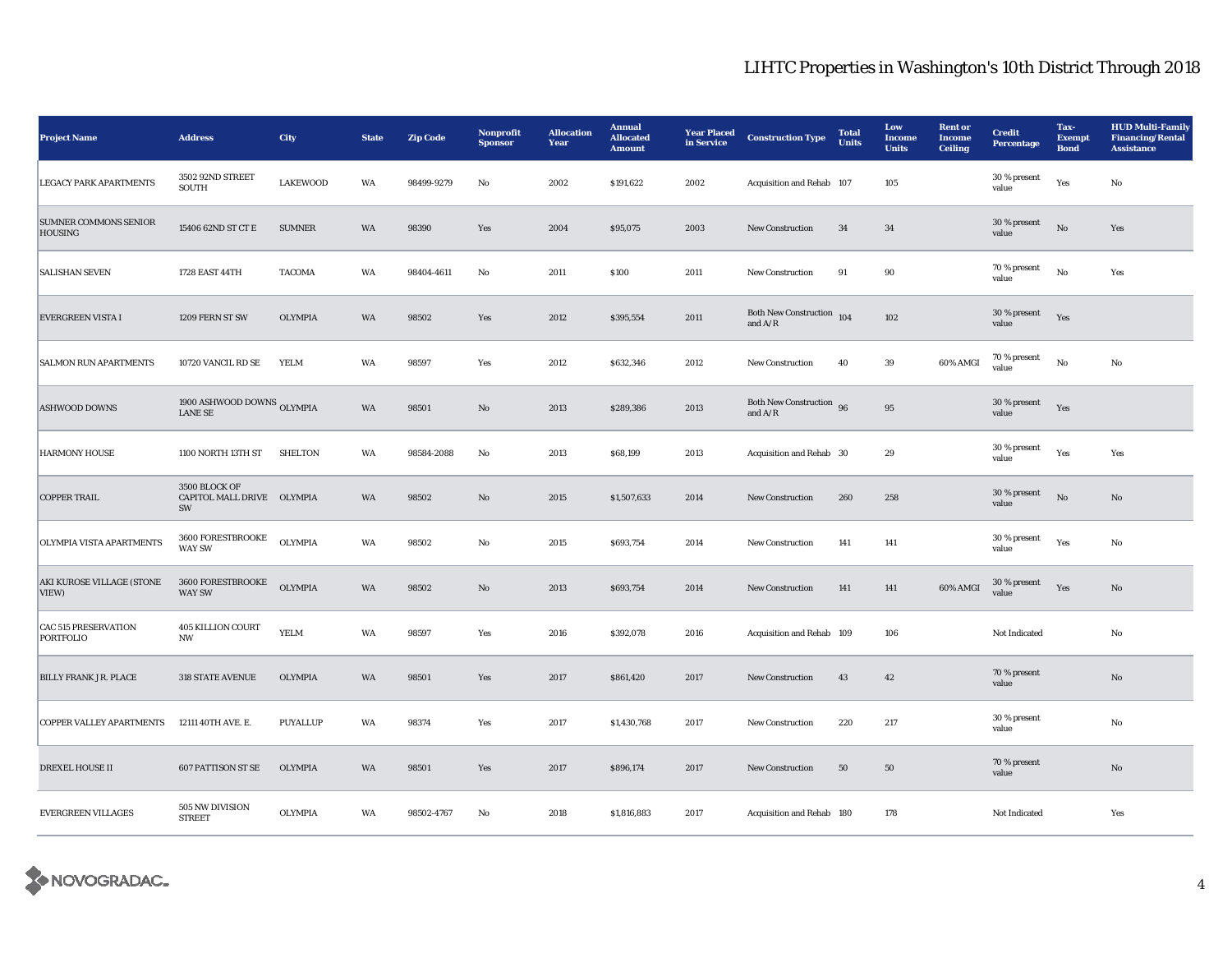# LIHTC Properties in Washington's 10th District Through 2018

| Project Name | Address | City | State | Zip Code | Nonprofit Sponsor | Allocation Year | Annual Allocated Amount | Year Placed in Service | Construction Type | Total Units | Low Income Units | Rent or Income Ceiling | Credit Percentage | Tax-Exempt Bond | HUD Multi-Family Financing/Rental Assistance |
|---|---|---|---|---|---|---|---|---|---|---|---|---|---|---|---|
| LEGACY PARK APARTMENTS | 3502 92ND STREET SOUTH | LAKEWOOD | WA | 98499-9279 | No | 2002 | $191,622 | 2002 | Acquisition and Rehab | 107 | 105 | | 30 % present value | Yes | No |
| SUMNER COMMONS SENIOR HOUSING | 15406 62ND ST CT E | SUMNER | WA | 98390 | Yes | 2004 | $95,075 | 2003 | New Construction | 34 | 34 | | 30 % present value | No | Yes |
| SALISHAN SEVEN | 1728 EAST 44TH | TACOMA | WA | 98404-4611 | No | 2011 | $100 | 2011 | New Construction | 91 | 90 | | 70 % present value | No | Yes |
| EVERGREEN VISTA I | 1209 FERN ST SW | OLYMPIA | WA | 98502 | Yes | 2012 | $395,554 | 2011 | Both New Construction and A/R | 104 | 102 | | 30 % present value | Yes | |
| SALMON RUN APARTMENTS | 10720 VANCIL RD SE | YELM | WA | 98597 | Yes | 2012 | $632,346 | 2012 | New Construction | 40 | 39 | 60% AMGI | 70 % present value | No | No |
| ASHWOOD DOWNS | 1900 ASHWOOD DOWNS LANE SE | OLYMPIA | WA | 98501 | No | 2013 | $289,386 | 2013 | Both New Construction and A/R | 96 | 95 | | 30 % present value | Yes | |
| HARMONY HOUSE | 1100 NORTH 13TH ST | SHELTON | WA | 98584-2088 | No | 2013 | $68,199 | 2013 | Acquisition and Rehab | 30 | 29 | | 30 % present value | Yes | Yes |
| COPPER TRAIL | 3500 BLOCK OF CAPITOL MALL DRIVE SW | OLYMPIA | WA | 98502 | No | 2015 | $1,507,633 | 2014 | New Construction | 260 | 258 | | 30 % present value | No | No |
| OLYMPIA VISTA APARTMENTS | 3600 FORESTBROOKE WAY SW | OLYMPIA | WA | 98502 | No | 2015 | $693,754 | 2014 | New Construction | 141 | 141 | | 30 % present value | Yes | No |
| AKI KUROSE VILLAGE (STONE VIEW) | 3600 FORESTBROOKE WAY SW | OLYMPIA | WA | 98502 | No | 2013 | $693,754 | 2014 | New Construction | 141 | 141 | 60% AMGI | 30 % present value | Yes | No |
| CAC 515 PRESERVATION PORTFOLIO | 405 KILLION COURT NW | YELM | WA | 98597 | Yes | 2016 | $392,078 | 2016 | Acquisition and Rehab | 109 | 106 | | Not Indicated | | No |
| BILLY FRANK JR. PLACE | 318 STATE AVENUE | OLYMPIA | WA | 98501 | Yes | 2017 | $861,420 | 2017 | New Construction | 43 | 42 | | 70 % present value | | No |
| COPPER VALLEY APARTMENTS | 12111 40TH AVE. E. | PUYALLUP | WA | 98374 | Yes | 2017 | $1,430,768 | 2017 | New Construction | 220 | 217 | | 30 % present value | | No |
| DREXEL HOUSE II | 607 PATTISON ST SE | OLYMPIA | WA | 98501 | Yes | 2017 | $896,174 | 2017 | New Construction | 50 | 50 | | 70 % present value | | No |
| EVERGREEN VILLAGES | 505 NW DIVISION STREET | OLYMPIA | WA | 98502-4767 | No | 2018 | $1,816,883 | 2017 | Acquisition and Rehab | 180 | 178 | | Not Indicated | | Yes |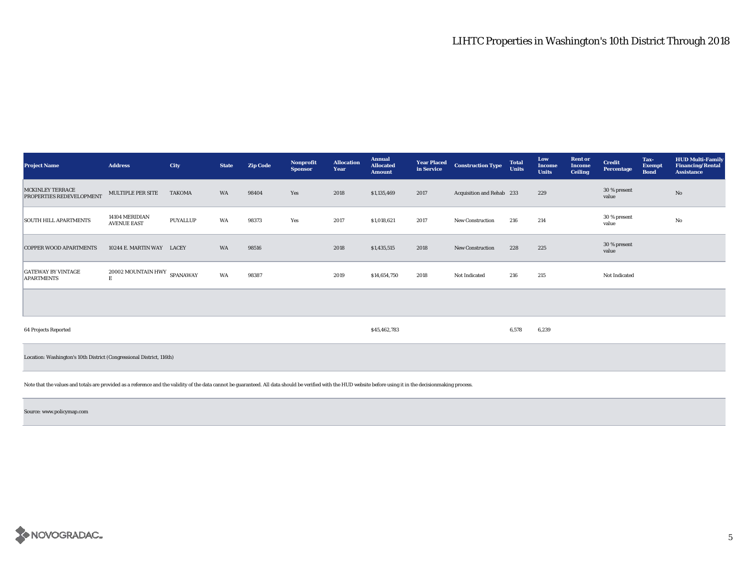# LIHTC Properties in Washington's 10th District Through 2018

| Project Name | Address | City | State | Zip Code | Nonprofit Sponsor | Allocation Year | Annual Allocated Amount | Year Placed in Service | Construction Type | Total Units | Low Income Units | Rent or Income Ceiling | Credit Percentage | Tax-Exempt Bond | HUD Multi-Family Financing/Rental Assistance |
|---|---|---|---|---|---|---|---|---|---|---|---|---|---|---|---|
| MCKINLEY TERRACE PROPERTIES REDEVELOPMENT | MULTIPLE PER SITE | TAKOMA | WA | 98404 | Yes | 2018 | $1,135,469 | 2017 | Acquisition and Rehab | 233 | 229 | | 30 % present value | | No |
| SOUTH HILL APARTMENTS | 14104 MERIDIAN AVENUE EAST | PUYALLUP | WA | 98373 | Yes | 2017 | $1,018,621 | 2017 | New Construction | 216 | 214 | | 30 % present value | | No |
| COPPER WOOD APARTMENTS | 10244 E. MARTIN WAY | LACEY | WA | 98516 | | 2018 | $1,435,515 | 2018 | New Construction | 228 | 225 | | 30 % present value | | |
| GATEWAY BY VINTAGE APARTMENTS | 20002 MOUNTAIN HWY E | SPANAWAY | WA | 98387 | | 2019 | $14,654,750 | 2018 | Not Indicated | 216 | 215 | | Not Indicated | | |
| | | | | | | | | | | | | | | | |
| 64 Projects Reported | | | | | | | $45,462,783 | | | 6,578 | 6,239 | | | | |

Location: Washington's 10th District (Congressional District, 116th)

Note that the values and totals are provided as a reference and the validity of the data cannot be guaranteed. All data should be verified with the HUD website before using it in the decisionmaking process.

Source: www.policymap.com